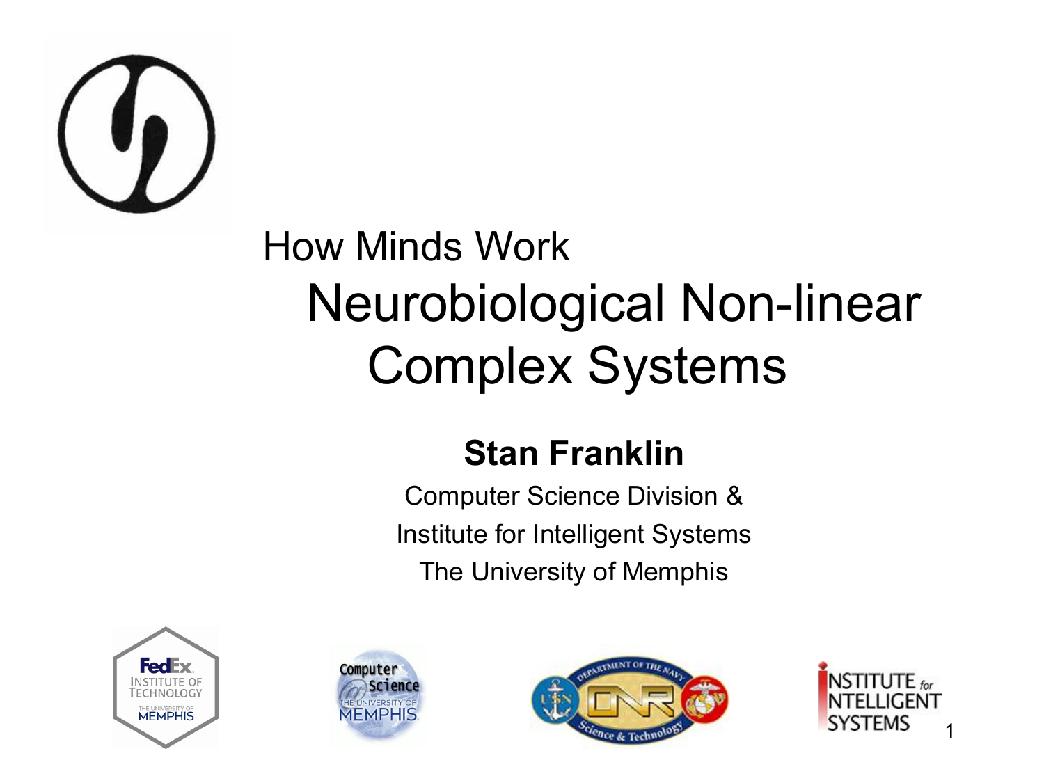# How Minds Work

## Neurobiological Non-linear Complex Systems

**Stan Franklin**

Computer Science Division &

Institute for Intelligent Systems

The University of Memphis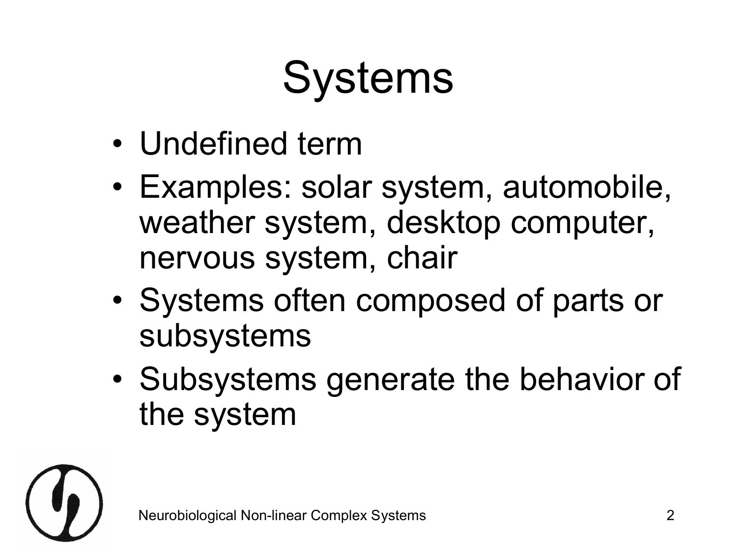# Systems

- Undefined term
- Examples: solar system, automobile, weather system, desktop computer, nervous system, chair
- Systems often composed of parts or subsystems
- Subsystems generate the behavior of the system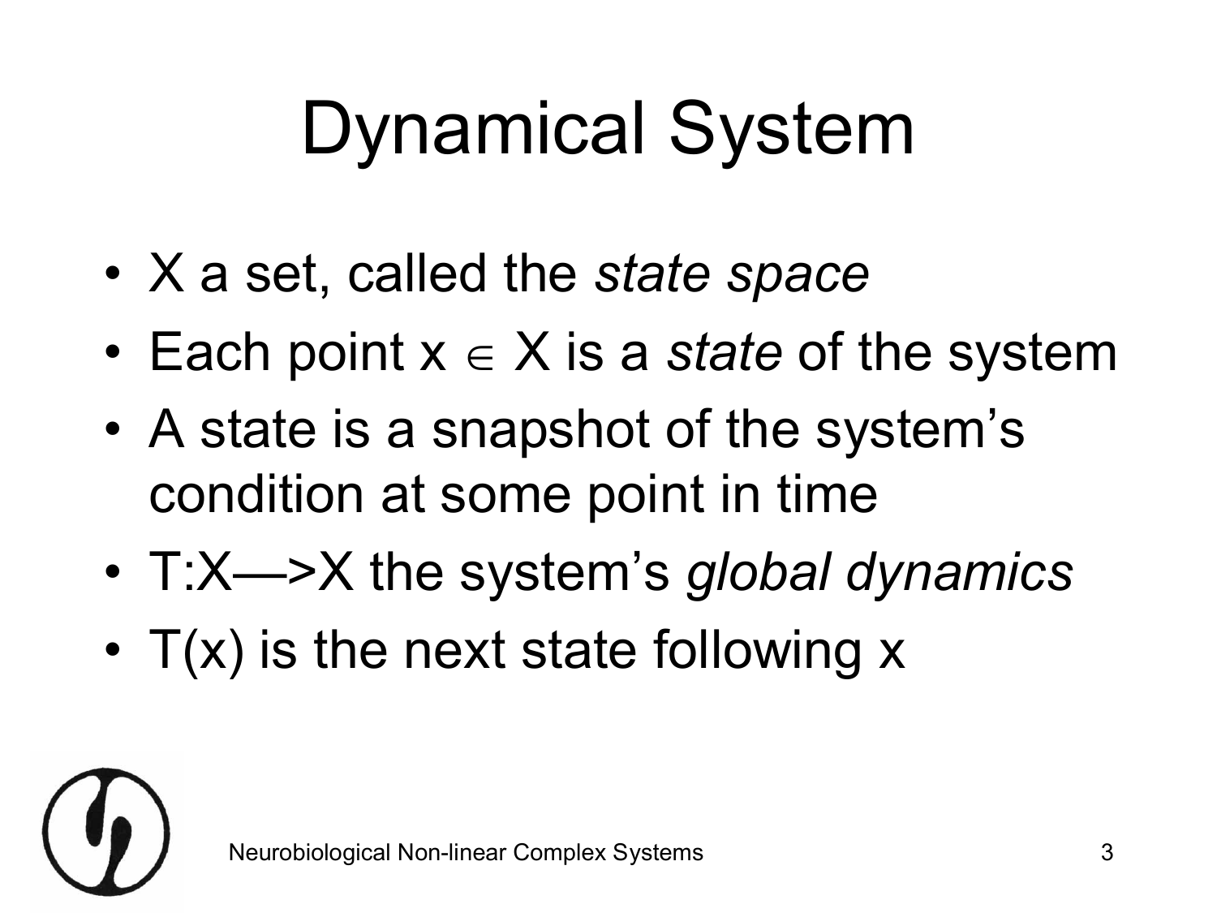# Dynamical System

- X a set, called the *state space*
- Each point $x \in X$ is a *state* of the system
- A state is a snapshot of the system's condition at some point in time
- $T: X \longrightarrow X$ the system's *global dynamics*
- $T(x)$ is the next state following x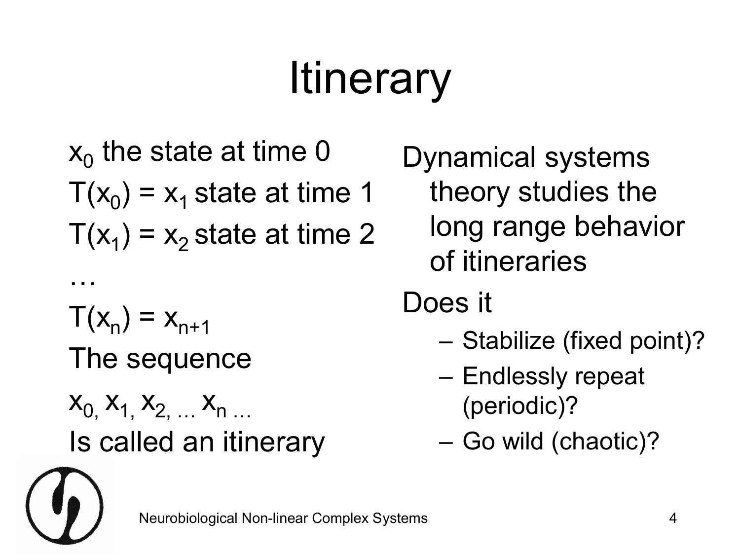# Itinerary

$x_0$ the state at time 0

$T(x_0) = x_1$ state at time 1

$T(x_1) = x_2$ state at time 2

…

$T(x_n) = x_{n+1}$

The sequence

$x_0, x_1, x_2, \ldots x_n \ldots$

Is called an itinerary

Dynamical systems theory studies the long range behavior of itineraries

Does it

- Stabilize (fixed point)?
- Endlessly repeat (periodic)?
- Go wild (chaotic)?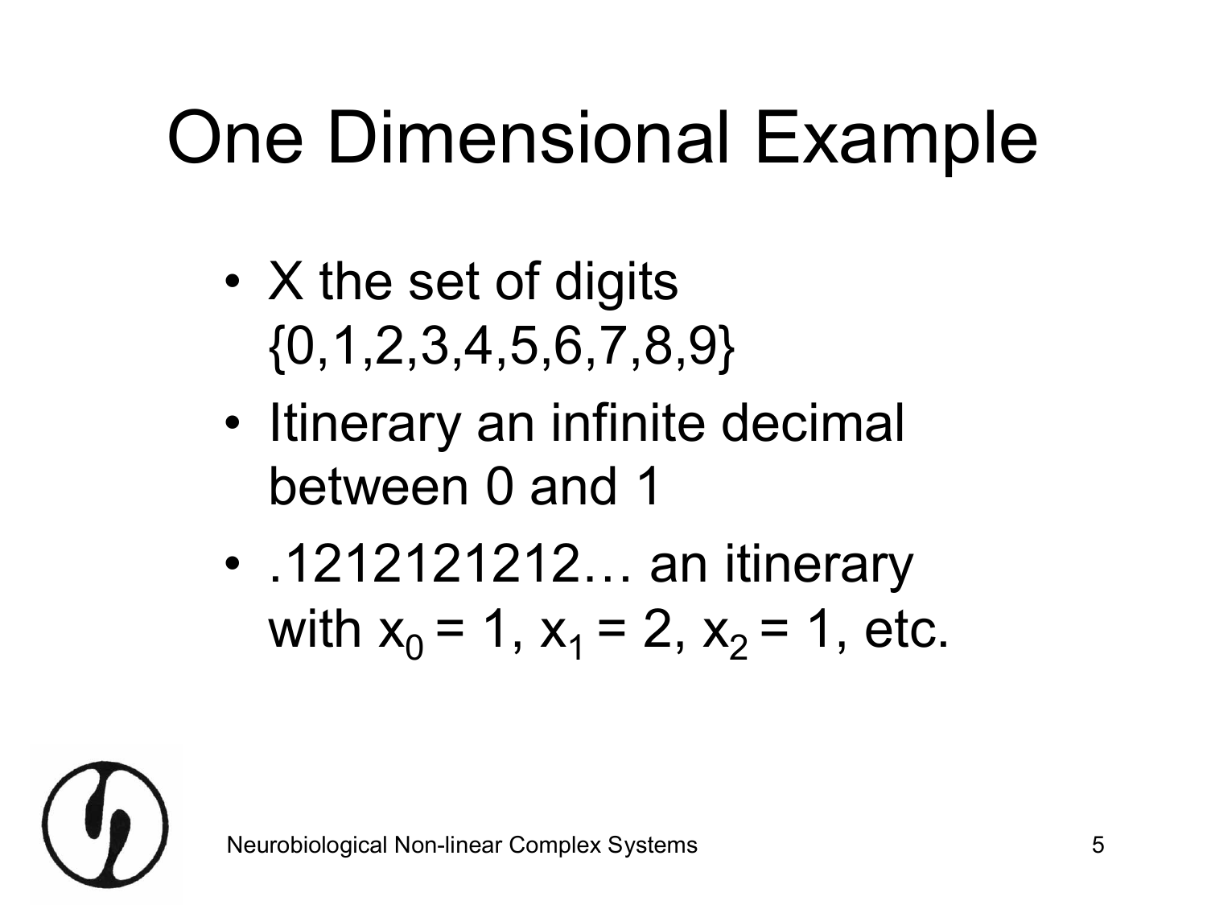# One Dimensional Example

- X the set of digits {0,1,2,3,4,5,6,7,8,9}
- Itinerary an infinite decimal between 0 and 1
- .1212121212… an itinerary with $x_0 = 1$, $x_1 = 2$, $x_2 = 1$, etc.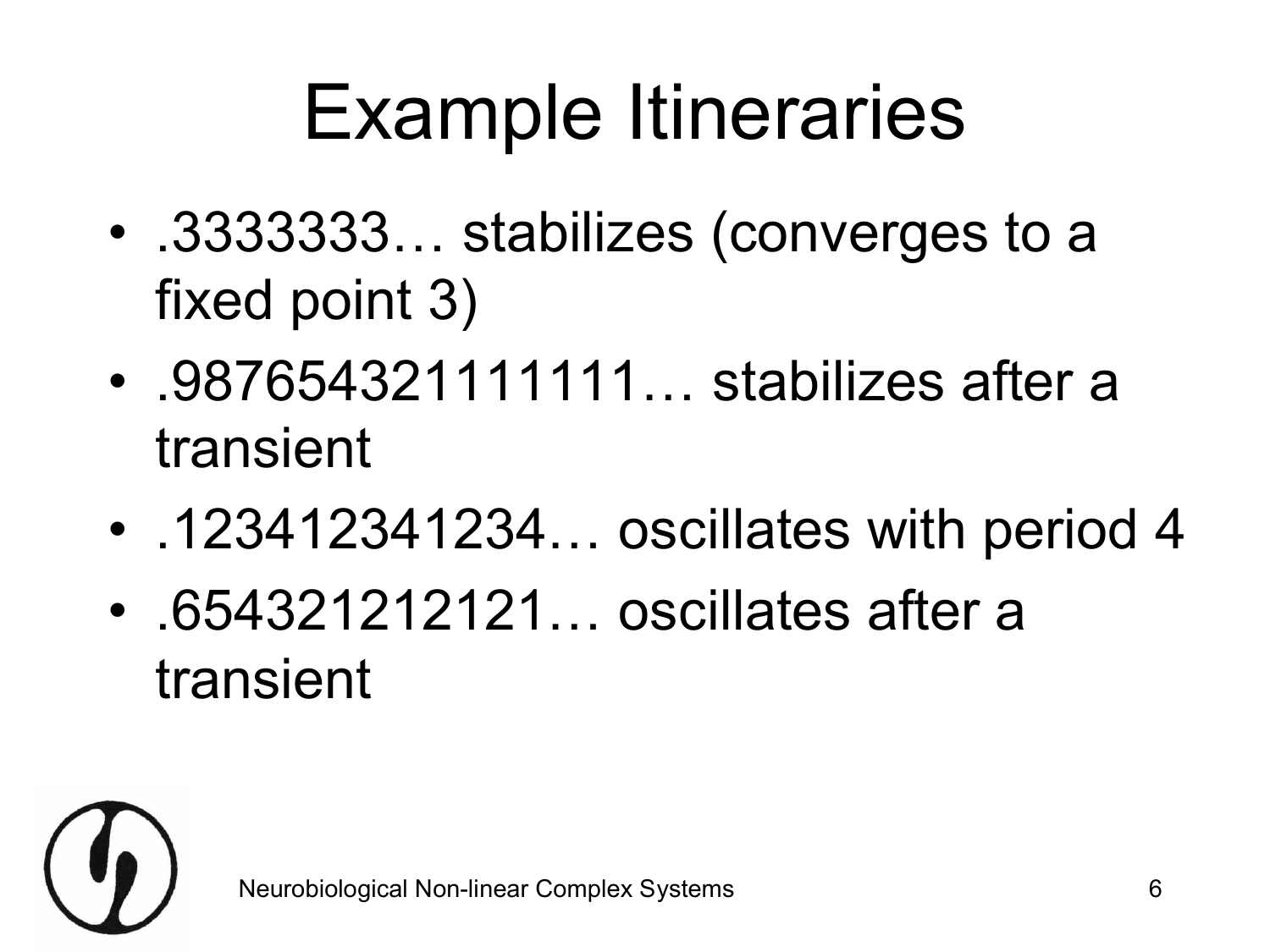# Example Itineraries

- .3333333… stabilizes (converges to a fixed point 3)
- .98765432111111… stabilizes after a transient
- .123412341234… oscillates with period 4
- .654321212121… oscillates after a transient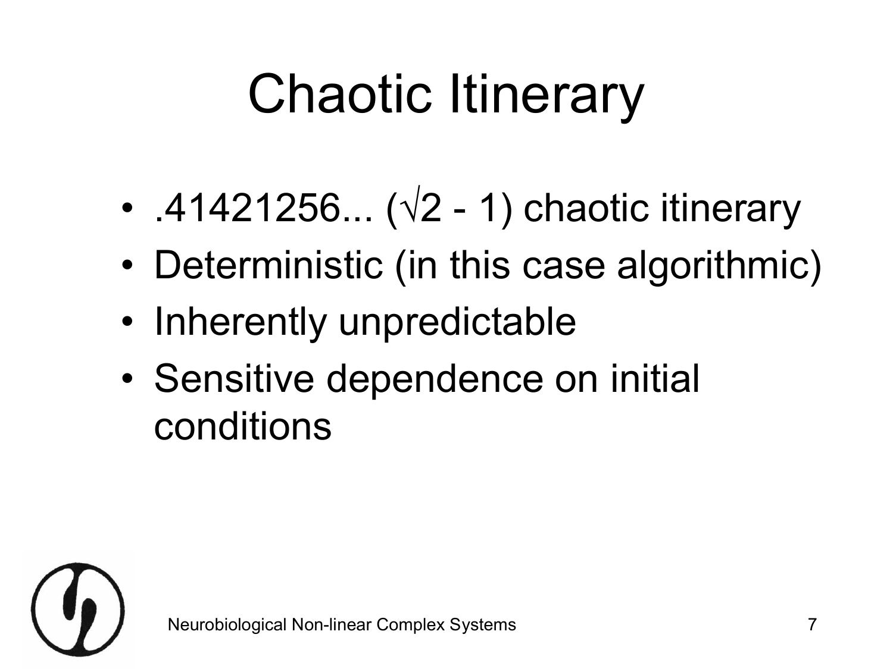# Chaotic Itinerary

- .41421256... ($\sqrt{2}$ - 1) chaotic itinerary
- Deterministic (in this case algorithmic)
- Inherently unpredictable
- Sensitive dependence on initial conditions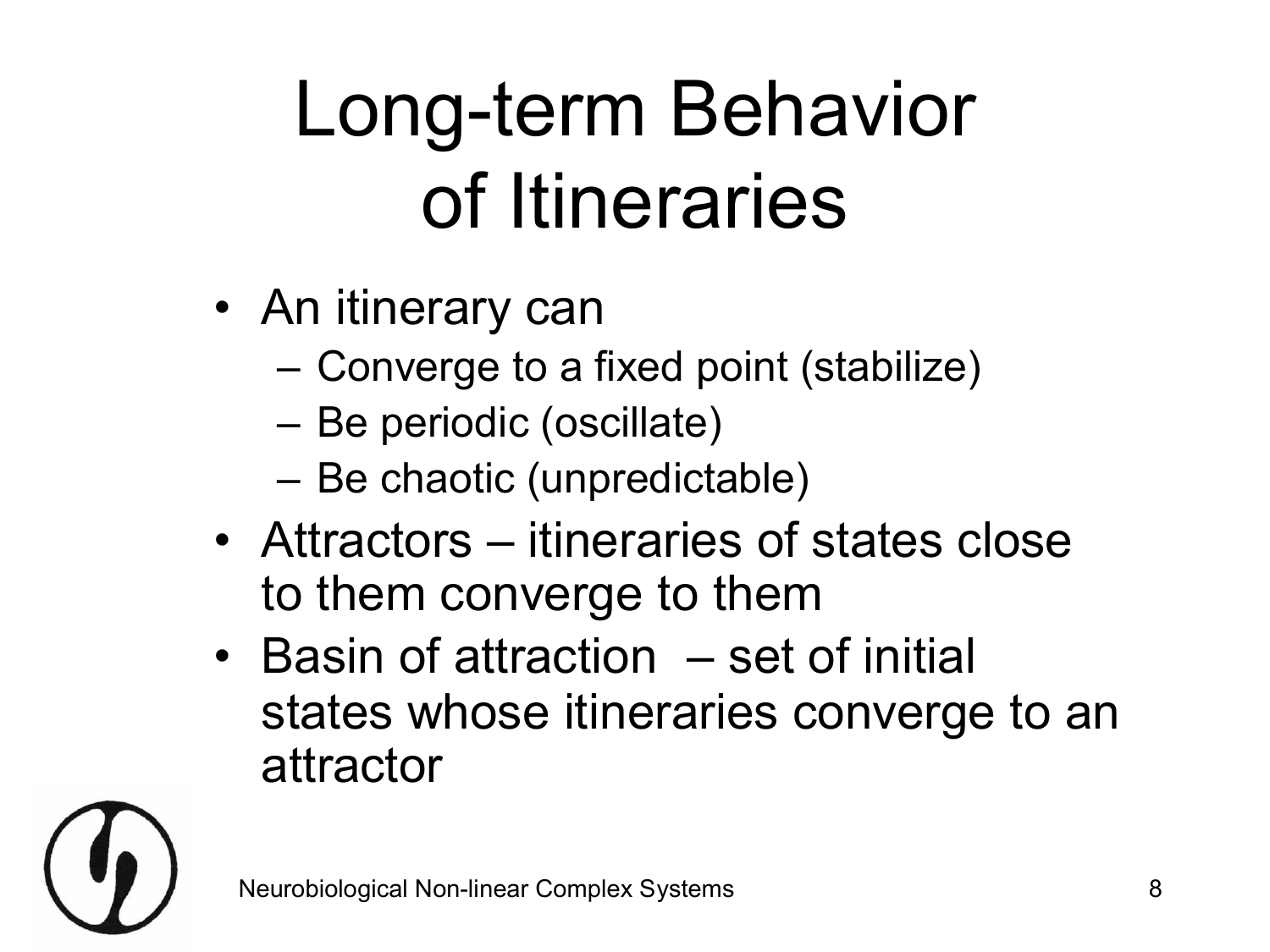# Long-term Behavior of Itineraries

- An itinerary can
  - Converge to a fixed point (stabilize)
  - Be periodic (oscillate)
  - Be chaotic (unpredictable)
- Attractors – itineraries of states close to them converge to them
- Basin of attraction – set of initial states whose itineraries converge to an attractor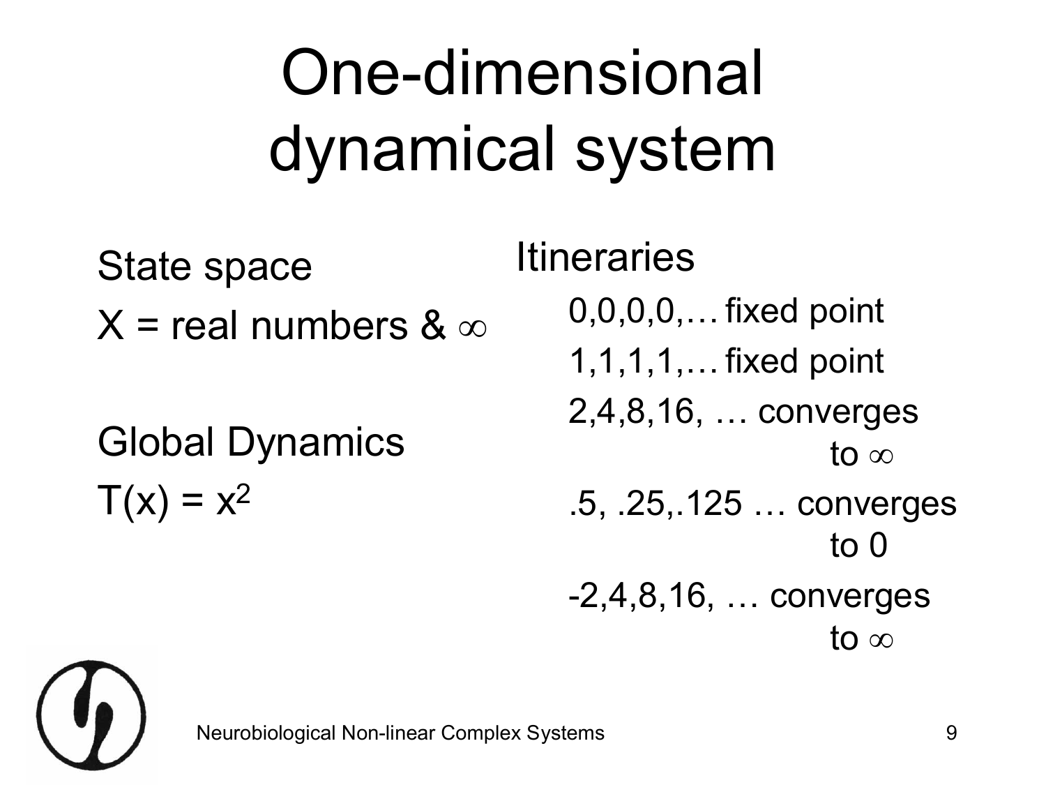# One-dimensional dynamical system

State space

X = real numbers & $\infty$

Global Dynamics

$T(x) = x^2$

Itineraries

- 0,0,0,0,… fixed point
- 1,1,1,1,… fixed point
- 2,4,8,16, … converges to $\infty$
- .5, .25,.125 … converges to 0
- -2,4,8,16, … converges to $\infty$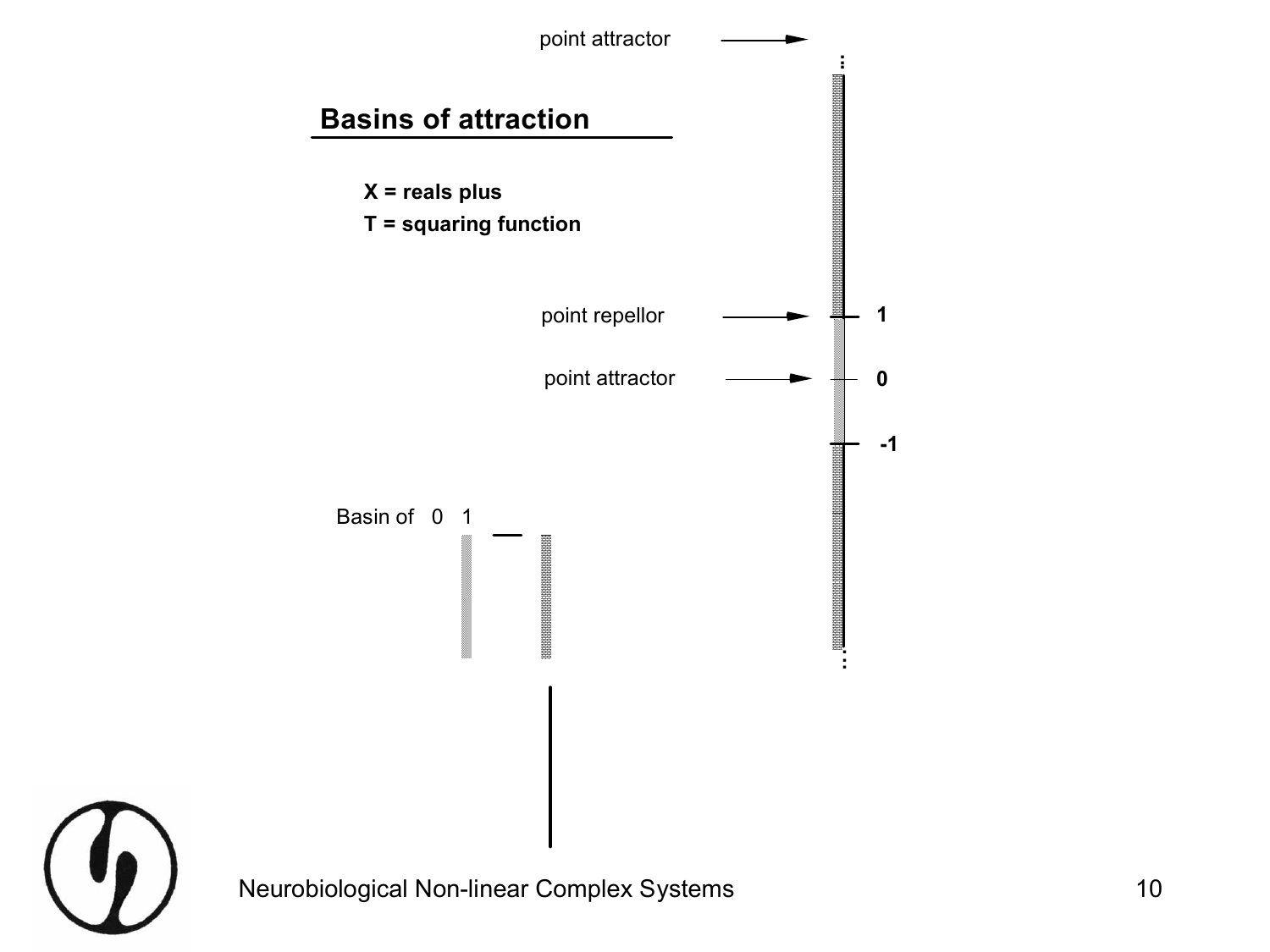## Basins of attraction

**X = reals plus**

**T = squaring function**

point attractor

point repellor — 1

point attractor — 0

-1

Basin of 0 1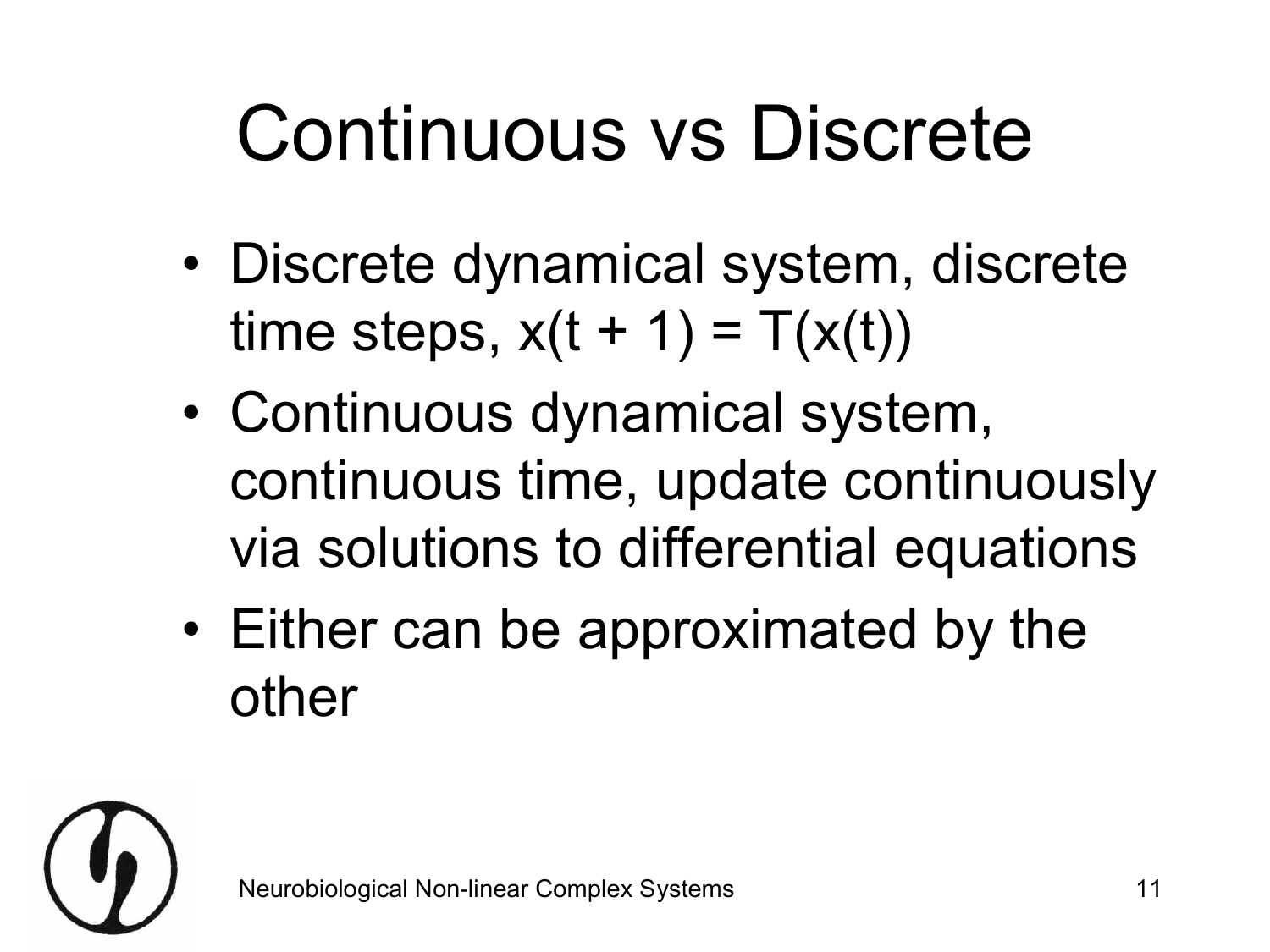# Continuous vs Discrete

- Discrete dynamical system, discrete time steps, $x(t + 1) = T(x(t))$
- Continuous dynamical system, continuous time, update continuously via solutions to differential equations
- Either can be approximated by the other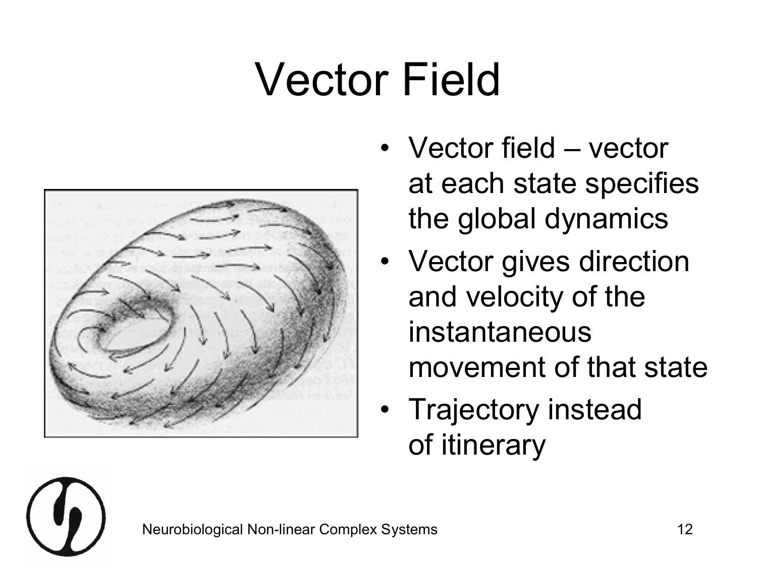# Vector Field

- Vector field – vector at each state specifies the global dynamics
- Vector gives direction and velocity of the instantaneous movement of that state
- Trajectory instead of itinerary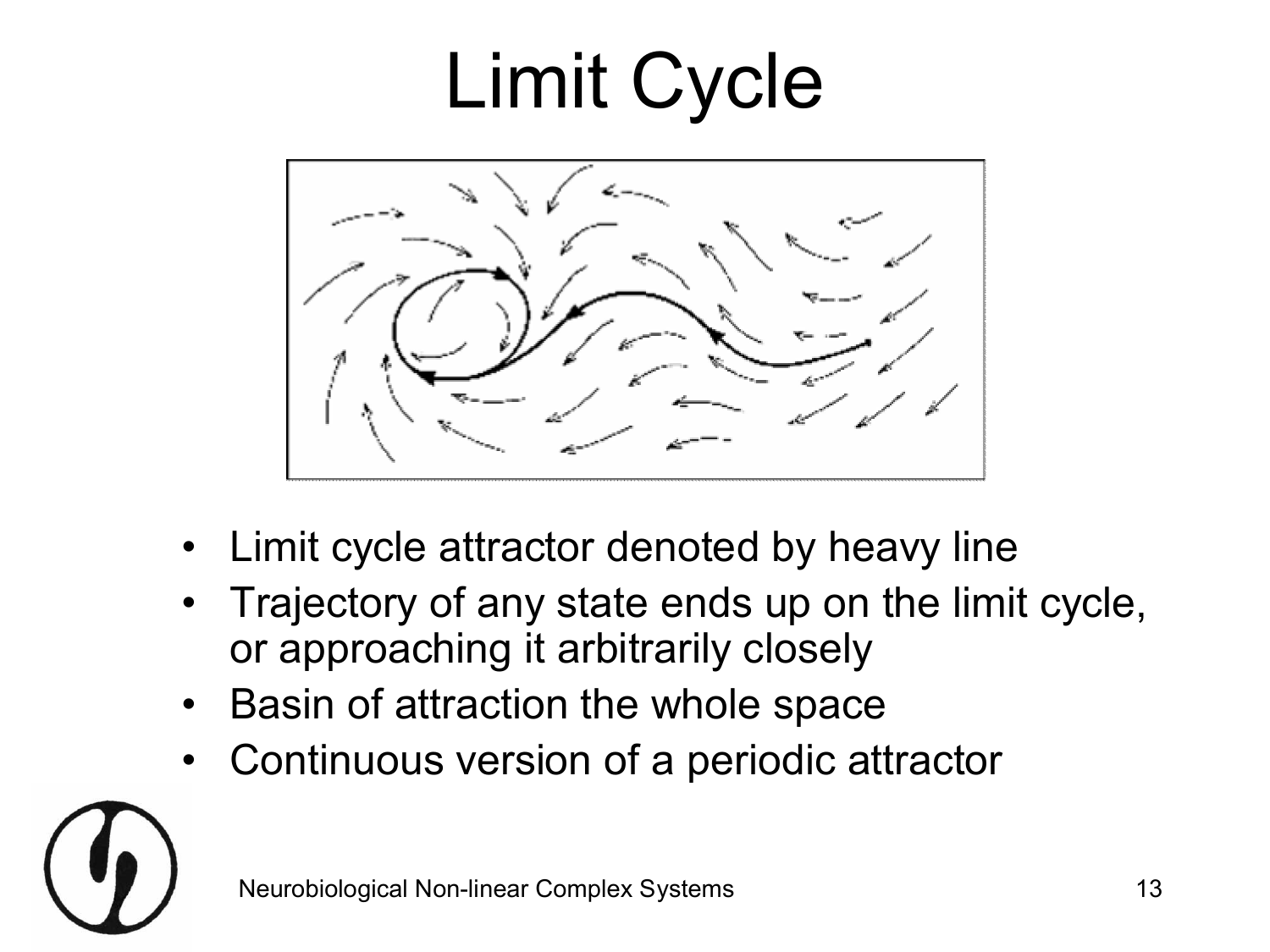# Limit Cycle

- Limit cycle attractor denoted by heavy line
- Trajectory of any state ends up on the limit cycle, or approaching it arbitrarily closely
- Basin of attraction the whole space
- Continuous version of a periodic attractor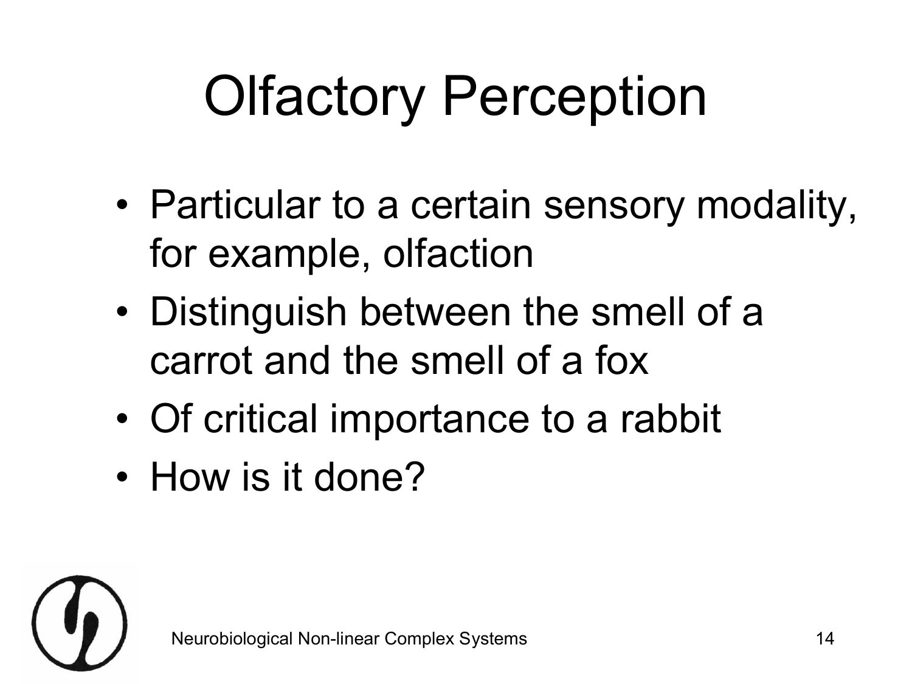# Olfactory Perception

- Particular to a certain sensory modality, for example, olfaction
- Distinguish between the smell of a carrot and the smell of a fox
- Of critical importance to a rabbit
- How is it done?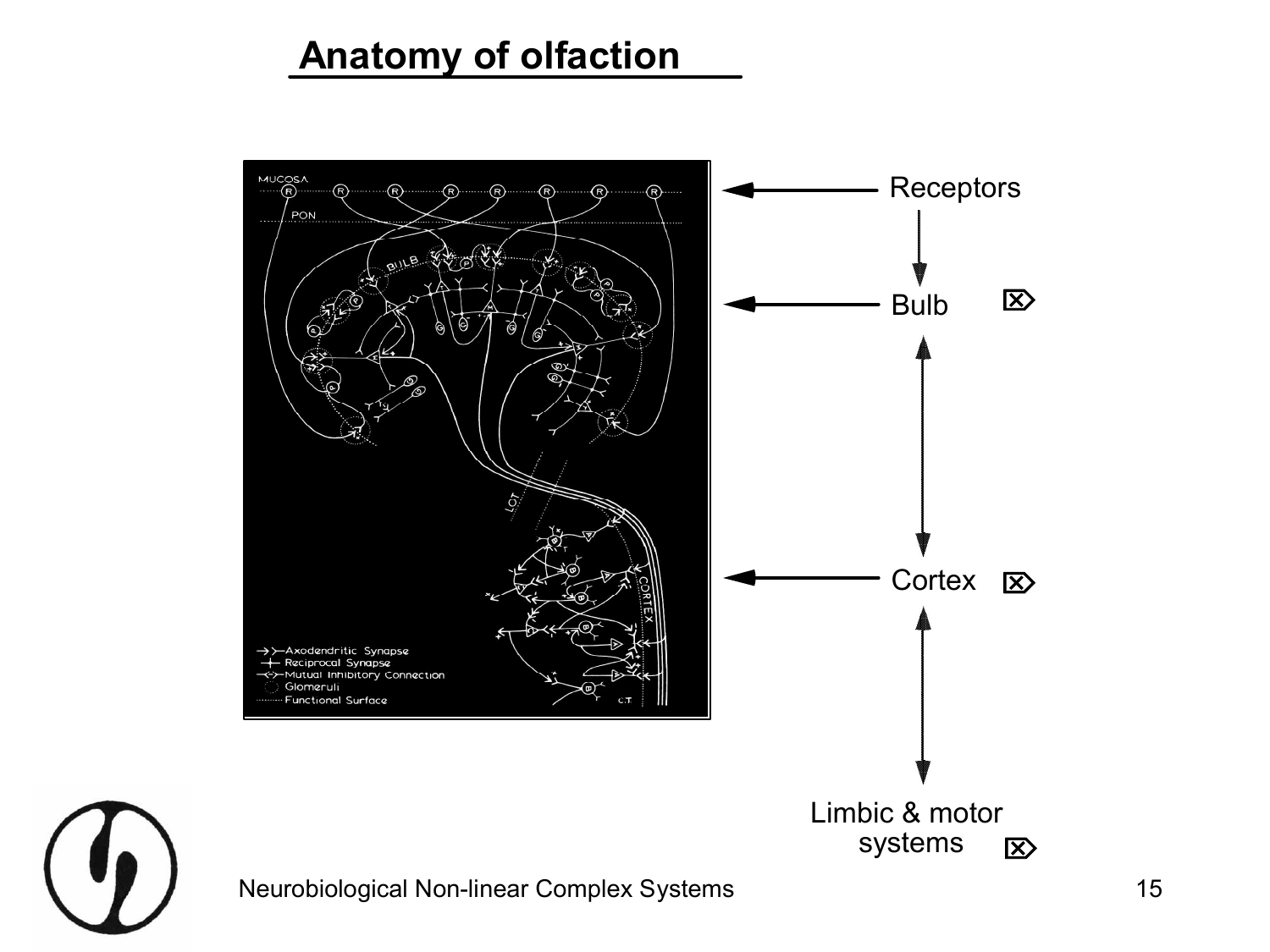# Anatomy of olfaction

Receptors

Bulb

Cortex

Limbic & motor systems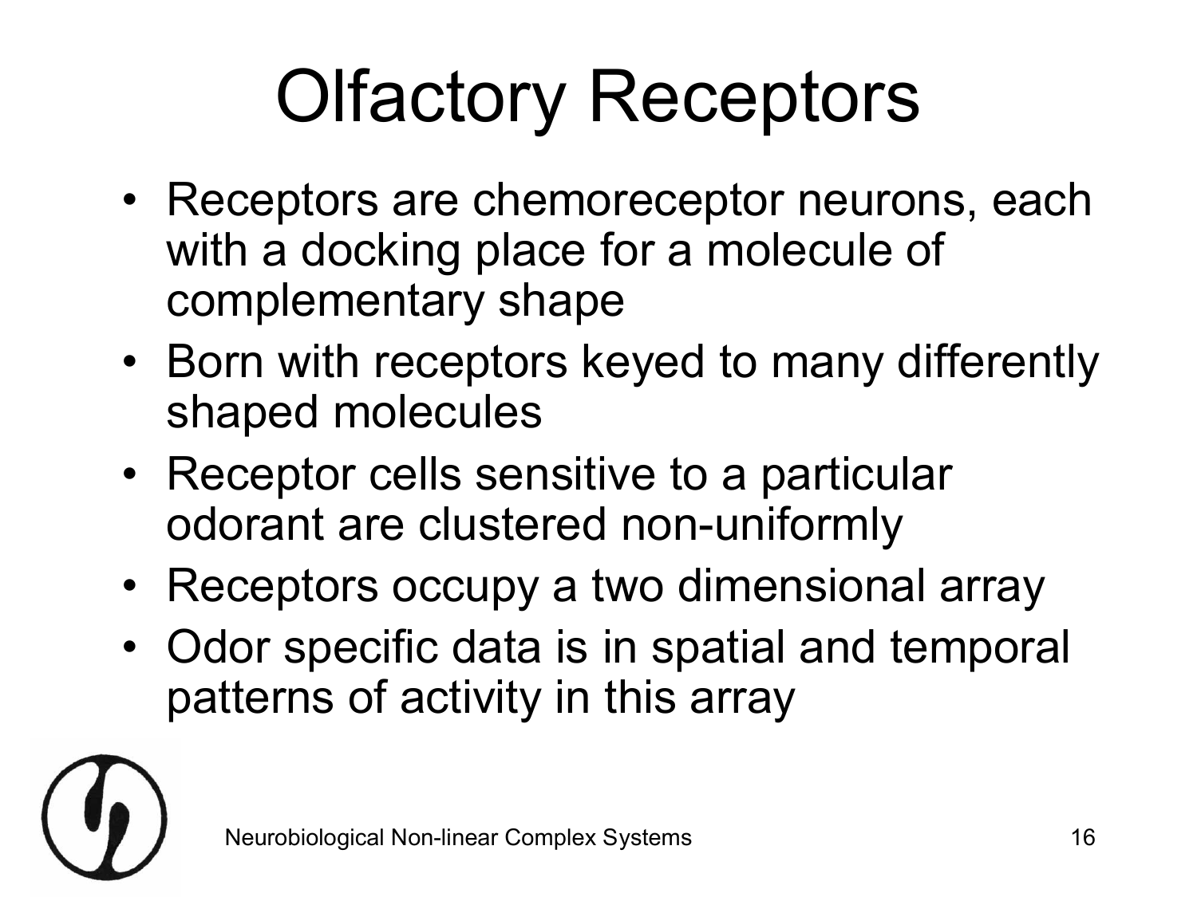# Olfactory Receptors

- Receptors are chemoreceptor neurons, each with a docking place for a molecule of complementary shape
- Born with receptors keyed to many differently shaped molecules
- Receptor cells sensitive to a particular odorant are clustered non-uniformly
- Receptors occupy a two dimensional array
- Odor specific data is in spatial and temporal patterns of activity in this array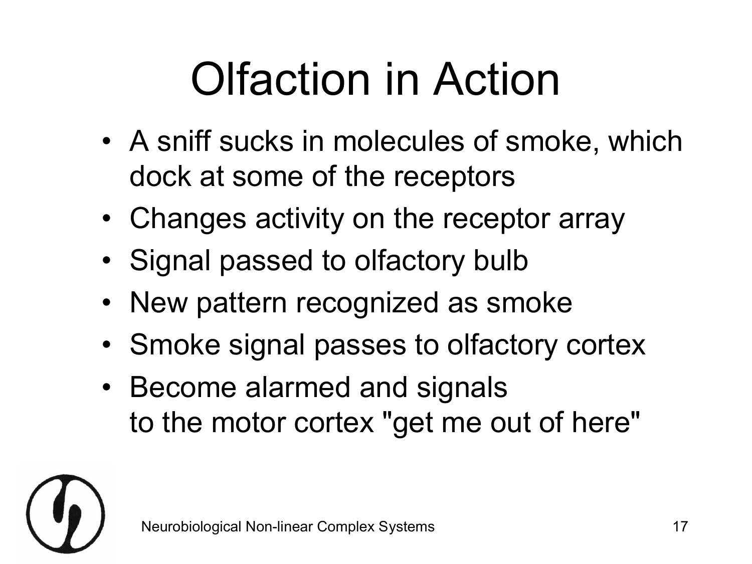# Olfaction in Action

- A sniff sucks in molecules of smoke, which dock at some of the receptors
- Changes activity on the receptor array
- Signal passed to olfactory bulb
- New pattern recognized as smoke
- Smoke signal passes to olfactory cortex
- Become alarmed and signals to the motor cortex "get me out of here"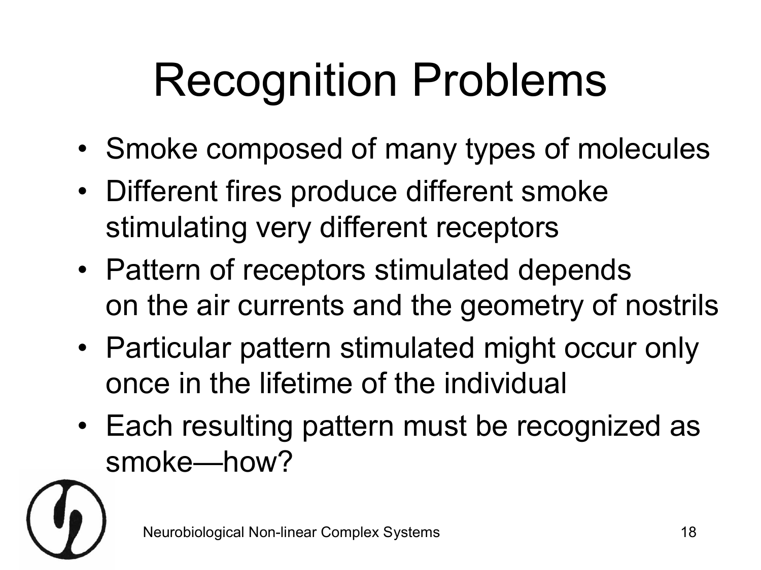# Recognition Problems

- Smoke composed of many types of molecules
- Different fires produce different smoke stimulating very different receptors
- Pattern of receptors stimulated depends on the air currents and the geometry of nostrils
- Particular pattern stimulated might occur only once in the lifetime of the individual
- Each resulting pattern must be recognized as smoke—how?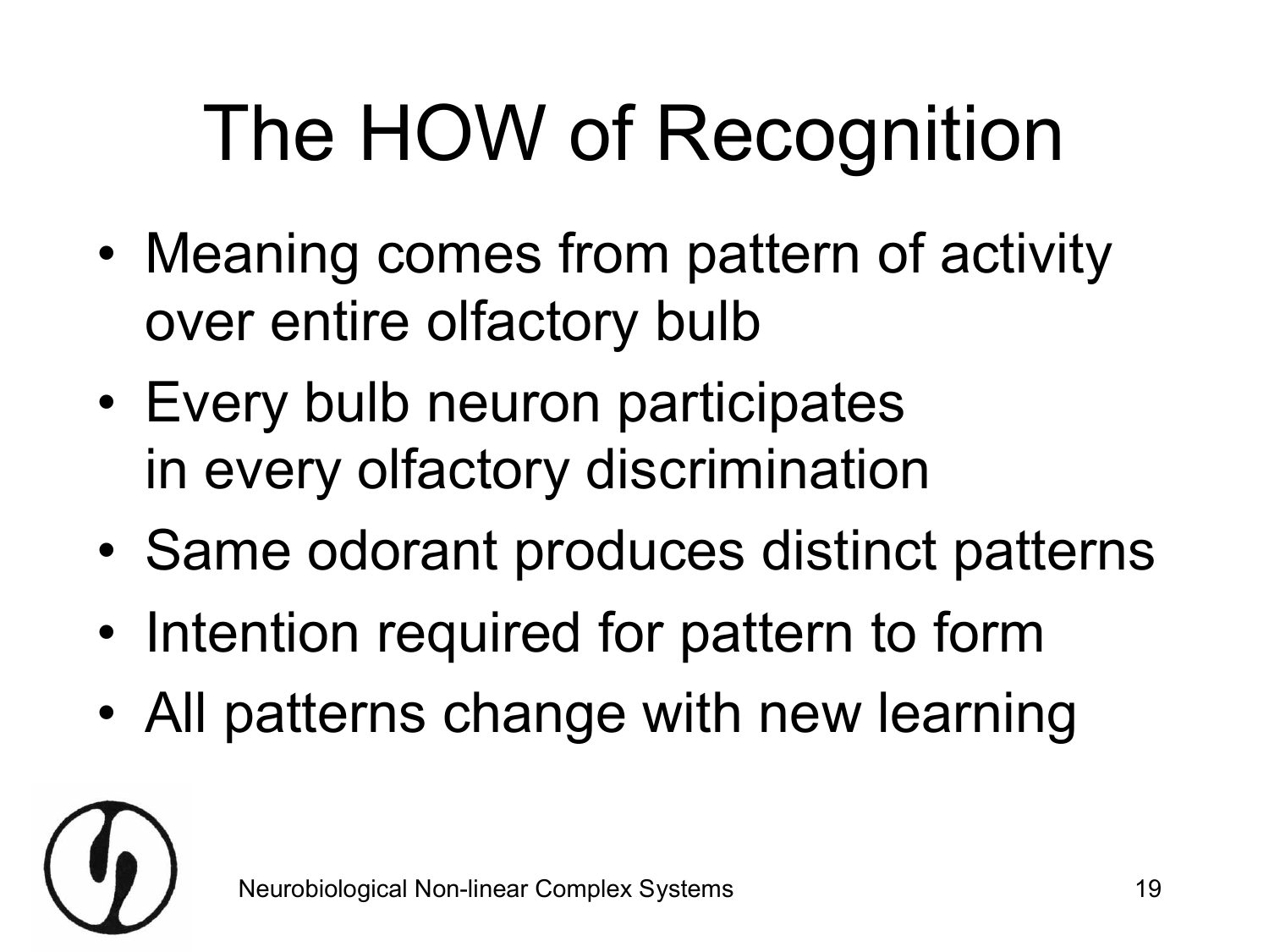# The HOW of Recognition

- Meaning comes from pattern of activity over entire olfactory bulb
- Every bulb neuron participates in every olfactory discrimination
- Same odorant produces distinct patterns
- Intention required for pattern to form
- All patterns change with new learning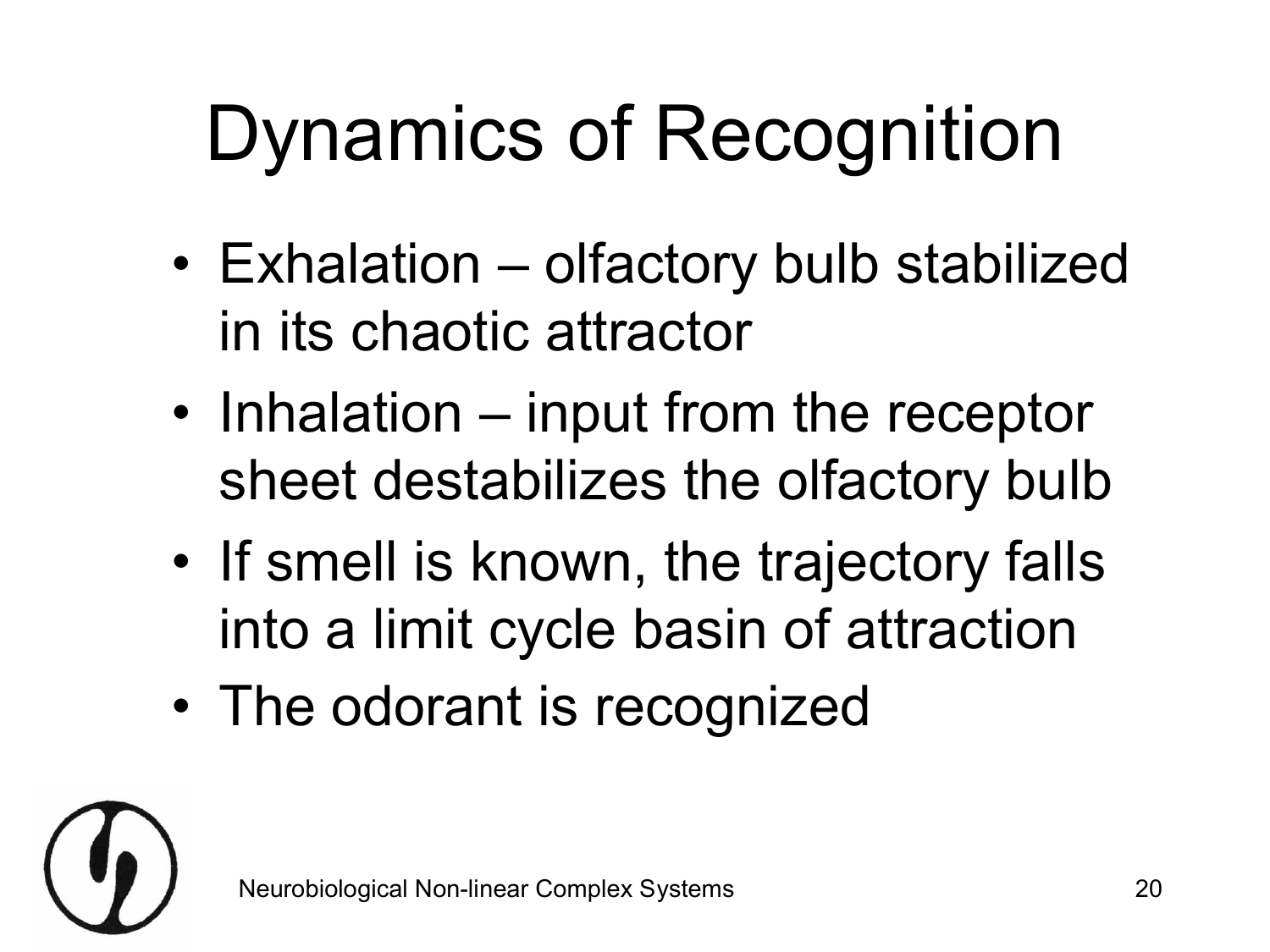# Dynamics of Recognition

- Exhalation – olfactory bulb stabilized in its chaotic attractor
- Inhalation – input from the receptor sheet destabilizes the olfactory bulb
- If smell is known, the trajectory falls into a limit cycle basin of attraction
- The odorant is recognized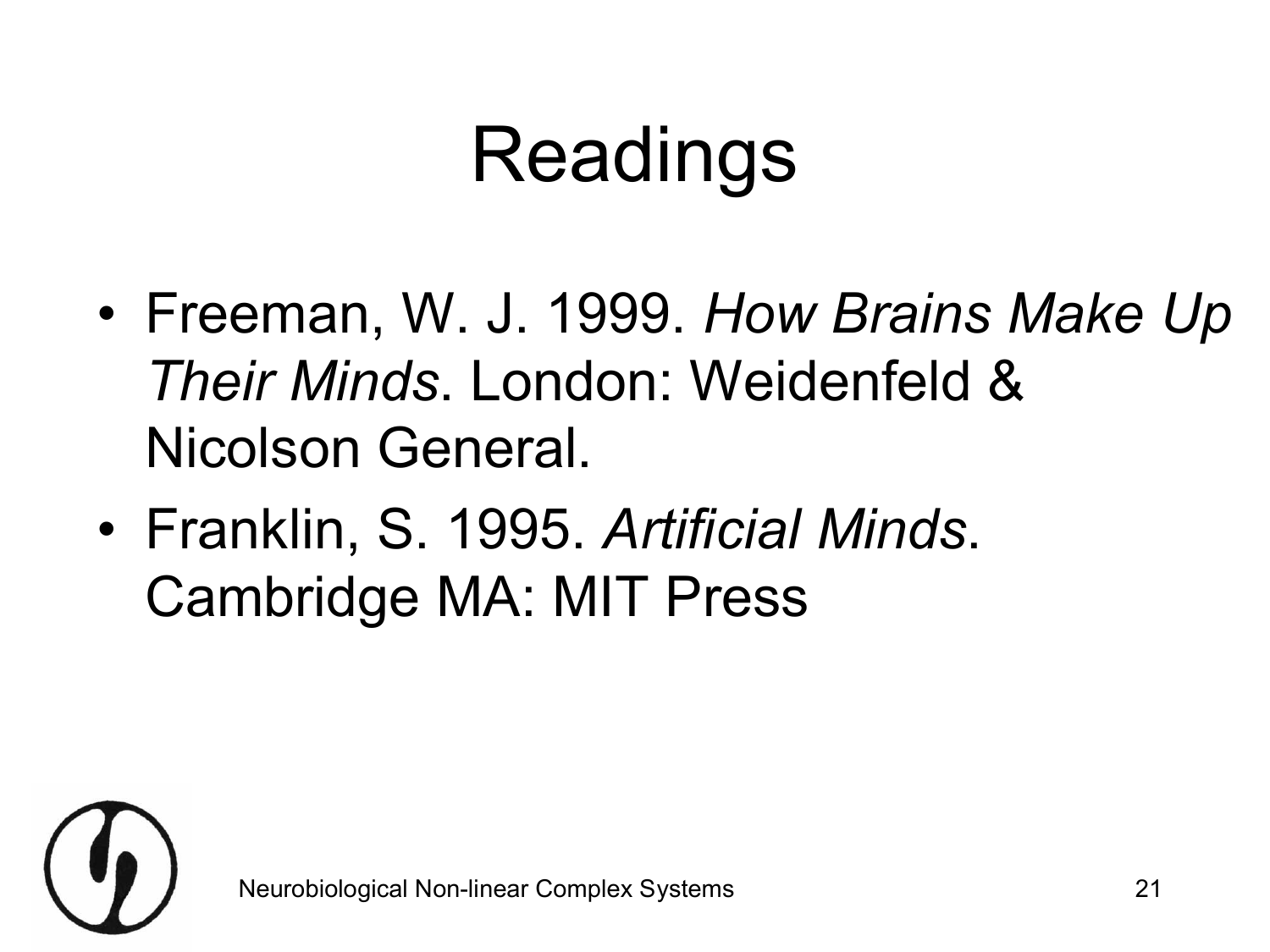# Readings

- Freeman, W. J. 1999. *How Brains Make Up Their Minds*. London: Weidenfeld & Nicolson General.
- Franklin, S. 1995. *Artificial Minds*. Cambridge MA: MIT Press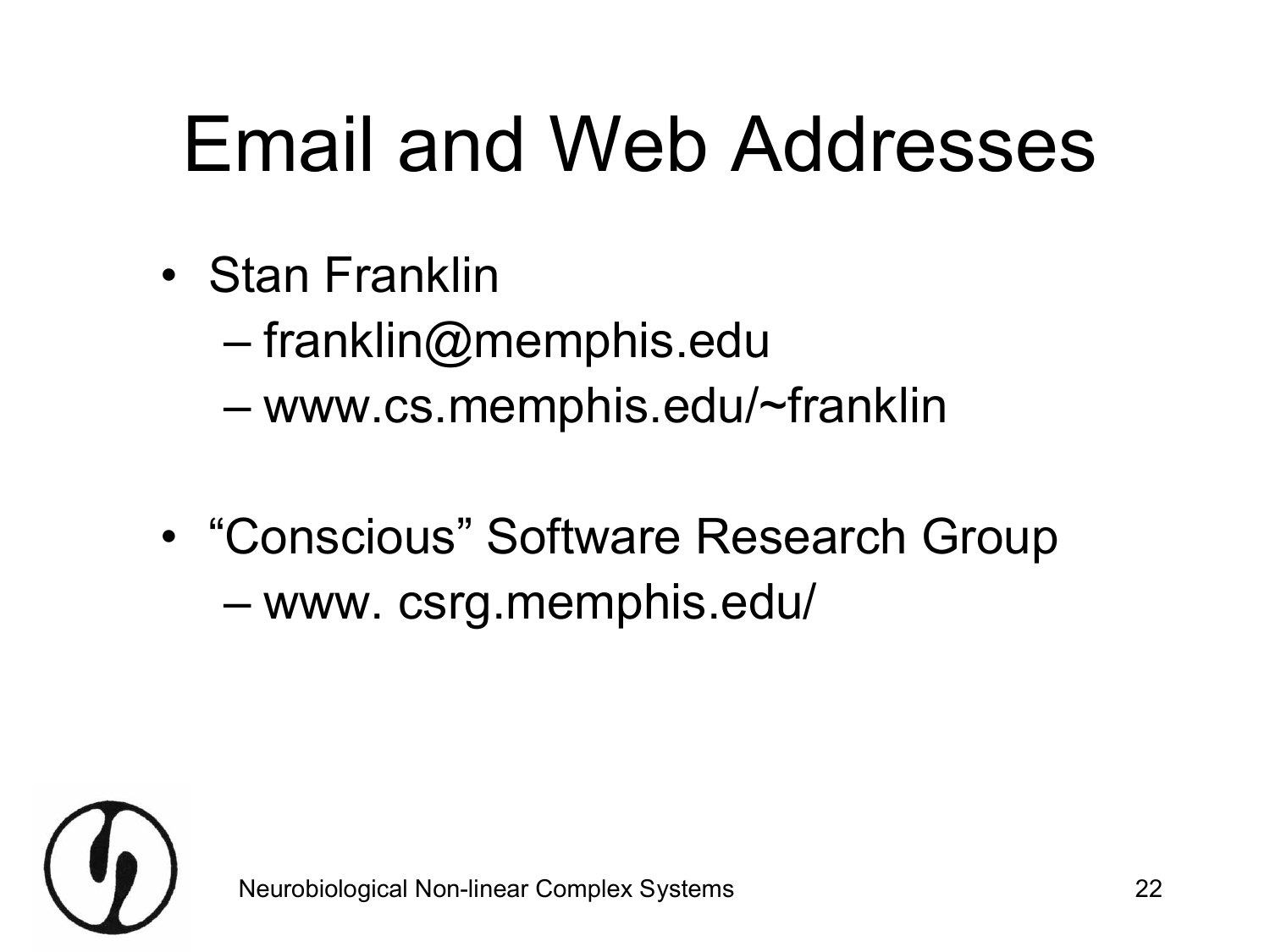# Email and Web Addresses

- Stan Franklin
  - franklin@memphis.edu
  - www.cs.memphis.edu/~franklin
- "Conscious" Software Research Group
  - www. csrg.memphis.edu/